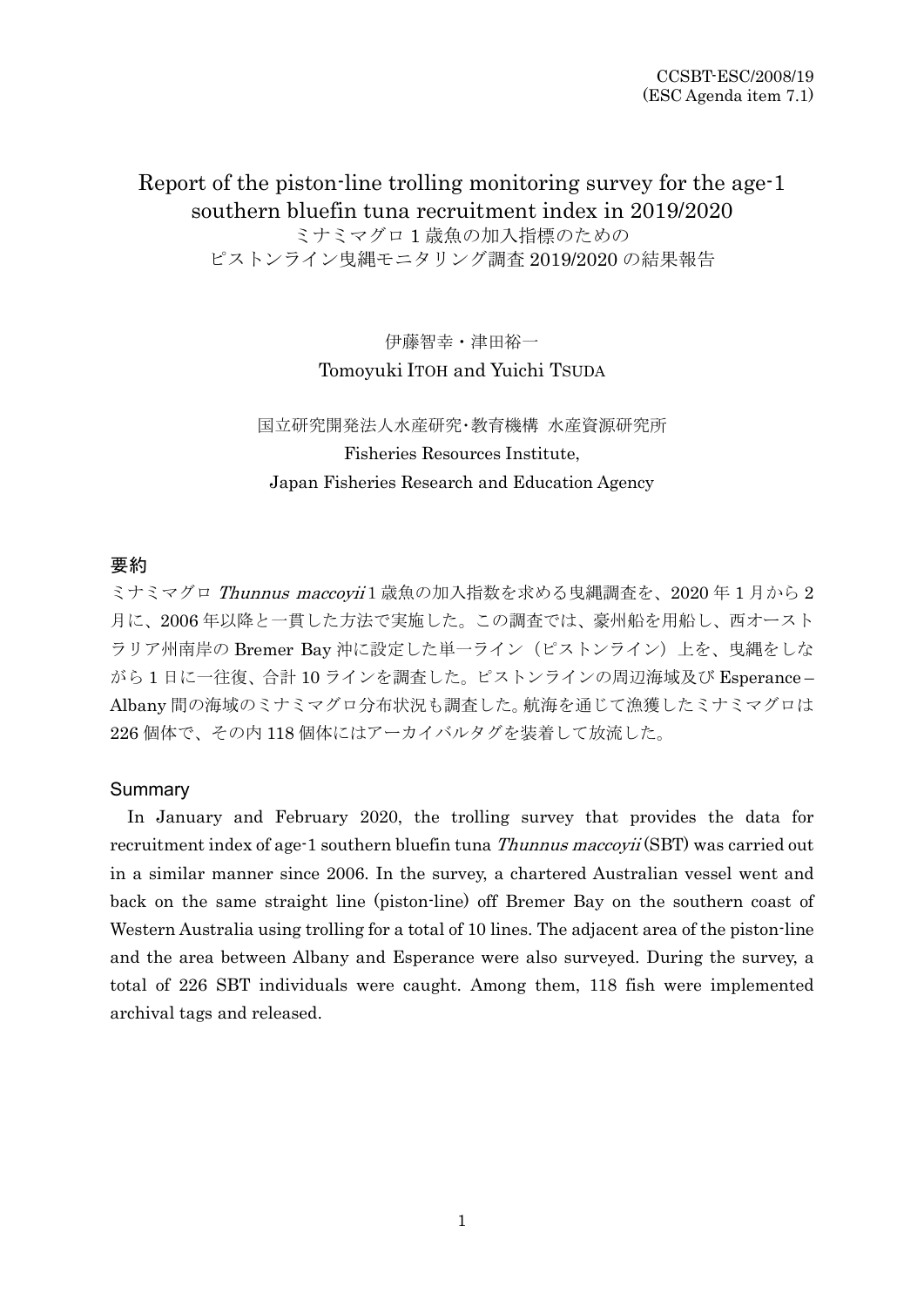CCSBT-ESC/2008/19
(ESC Agenda item 7.1)

# Report of the piston-line trolling monitoring survey for the age-1 southern bluefin tuna recruitment index in 2019/2020
# ミナミマグロ 1 歳魚の加入指標のための ピストンライン曳縄モニタリング調査 2019/2020 の結果報告

伊藤智幸・津田裕一
Tomoyuki ITOH and Yuichi TSUDA

国立研究開発法人水産研究･教育機構　水産資源研究所
Fisheries Resources Institute,
Japan Fisheries Research and Education Agency

## 要約

ミナミマグロ *Thunnus maccoyii* 1 歳魚の加入指数を求める曳縄調査を、2020 年 1 月から 2 月に、2006 年以降と一貫した方法で実施した。この調査では、豪州船を用船し、西オーストラリア州南岸の Bremer Bay 沖に設定した単一ライン（ピストンライン）上を、曳縄をしながら 1 日に一往復、合計 10 ラインを調査した。ピストンラインの周辺海域及び Esperance – Albany 間の海域のミナミマグロ分布状況も調査した。航海を通じて漁獲したミナミマグロは 226 個体で、その内 118 個体にはアーカイバルタグを装着して放流した。

## Summary

In January and February 2020, the trolling survey that provides the data for recruitment index of age-1 southern bluefin tuna *Thunnus maccoyii* (SBT) was carried out in a similar manner since 2006. In the survey, a chartered Australian vessel went and back on the same straight line (piston-line) off Bremer Bay on the southern coast of Western Australia using trolling for a total of 10 lines. The adjacent area of the piston-line and the area between Albany and Esperance were also surveyed. During the survey, a total of 226 SBT individuals were caught. Among them, 118 fish were implemented archival tags and released.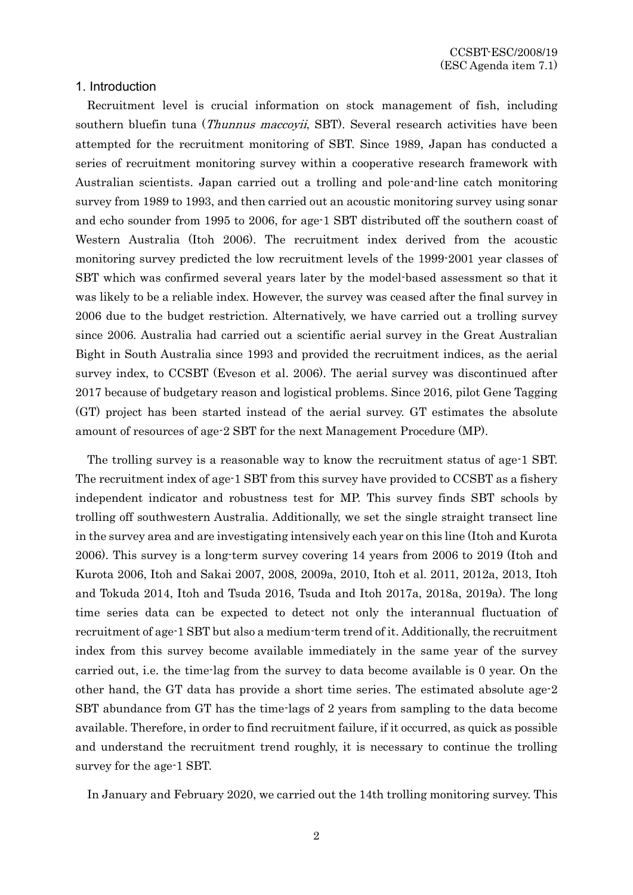## 1. Introduction

Recruitment level is crucial information on stock management of fish, including southern bluefin tuna (*Thunnus maccoyii*, SBT). Several research activities have been attempted for the recruitment monitoring of SBT. Since 1989, Japan has conducted a series of recruitment monitoring survey within a cooperative research framework with Australian scientists. Japan carried out a trolling and pole-and-line catch monitoring survey from 1989 to 1993, and then carried out an acoustic monitoring survey using sonar and echo sounder from 1995 to 2006, for age-1 SBT distributed off the southern coast of Western Australia (Itoh 2006). The recruitment index derived from the acoustic monitoring survey predicted the low recruitment levels of the 1999-2001 year classes of SBT which was confirmed several years later by the model-based assessment so that it was likely to be a reliable index. However, the survey was ceased after the final survey in 2006 due to the budget restriction. Alternatively, we have carried out a trolling survey since 2006. Australia had carried out a scientific aerial survey in the Great Australian Bight in South Australia since 1993 and provided the recruitment indices, as the aerial survey index, to CCSBT (Eveson et al. 2006). The aerial survey was discontinued after 2017 because of budgetary reason and logistical problems. Since 2016, pilot Gene Tagging (GT) project has been started instead of the aerial survey. GT estimates the absolute amount of resources of age-2 SBT for the next Management Procedure (MP).

The trolling survey is a reasonable way to know the recruitment status of age-1 SBT. The recruitment index of age-1 SBT from this survey have provided to CCSBT as a fishery independent indicator and robustness test for MP. This survey finds SBT schools by trolling off southwestern Australia. Additionally, we set the single straight transect line in the survey area and are investigating intensively each year on this line (Itoh and Kurota 2006). This survey is a long-term survey covering 14 years from 2006 to 2019 (Itoh and Kurota 2006, Itoh and Sakai 2007, 2008, 2009a, 2010, Itoh et al. 2011, 2012a, 2013, Itoh and Tokuda 2014, Itoh and Tsuda 2016, Tsuda and Itoh 2017a, 2018a, 2019a). The long time series data can be expected to detect not only the interannual fluctuation of recruitment of age-1 SBT but also a medium-term trend of it. Additionally, the recruitment index from this survey become available immediately in the same year of the survey carried out, i.e. the time-lag from the survey to data become available is 0 year. On the other hand, the GT data has provide a short time series. The estimated absolute age-2 SBT abundance from GT has the time-lags of 2 years from sampling to the data become available. Therefore, in order to find recruitment failure, if it occurred, as quick as possible and understand the recruitment trend roughly, it is necessary to continue the trolling survey for the age-1 SBT.

In January and February 2020, we carried out the 14th trolling monitoring survey. This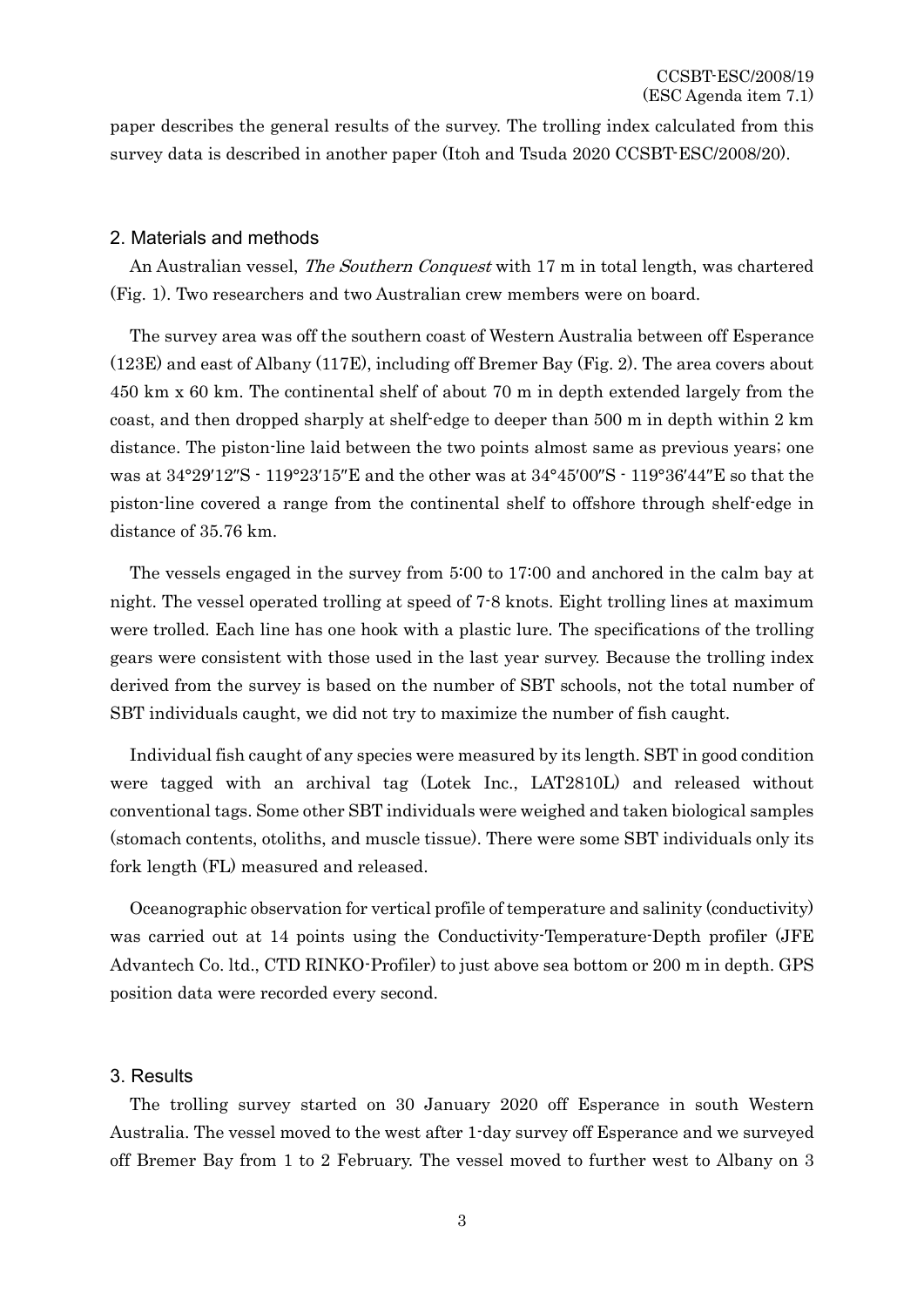paper describes the general results of the survey. The trolling index calculated from this survey data is described in another paper (Itoh and Tsuda 2020 CCSBT-ESC/2008/20).

## 2. Materials and methods

An Australian vessel, *The Southern Conquest* with 17 m in total length, was chartered (Fig. 1). Two researchers and two Australian crew members were on board.

The survey area was off the southern coast of Western Australia between off Esperance (123E) and east of Albany (117E), including off Bremer Bay (Fig. 2). The area covers about 450 km x 60 km. The continental shelf of about 70 m in depth extended largely from the coast, and then dropped sharply at shelf-edge to deeper than 500 m in depth within 2 km distance. The piston-line laid between the two points almost same as previous years; one was at 34°29′12″S - 119°23′15″E and the other was at 34°45′00″S - 119°36′44″E so that the piston-line covered a range from the continental shelf to offshore through shelf-edge in distance of 35.76 km.

The vessels engaged in the survey from 5:00 to 17:00 and anchored in the calm bay at night. The vessel operated trolling at speed of 7-8 knots. Eight trolling lines at maximum were trolled. Each line has one hook with a plastic lure. The specifications of the trolling gears were consistent with those used in the last year survey. Because the trolling index derived from the survey is based on the number of SBT schools, not the total number of SBT individuals caught, we did not try to maximize the number of fish caught.

Individual fish caught of any species were measured by its length. SBT in good condition were tagged with an archival tag (Lotek Inc., LAT2810L) and released without conventional tags. Some other SBT individuals were weighed and taken biological samples (stomach contents, otoliths, and muscle tissue). There were some SBT individuals only its fork length (FL) measured and released.

Oceanographic observation for vertical profile of temperature and salinity (conductivity) was carried out at 14 points using the Conductivity-Temperature-Depth profiler (JFE Advantech Co. ltd., CTD RINKO-Profiler) to just above sea bottom or 200 m in depth. GPS position data were recorded every second.

## 3. Results

The trolling survey started on 30 January 2020 off Esperance in south Western Australia. The vessel moved to the west after 1-day survey off Esperance and we surveyed off Bremer Bay from 1 to 2 February. The vessel moved to further west to Albany on 3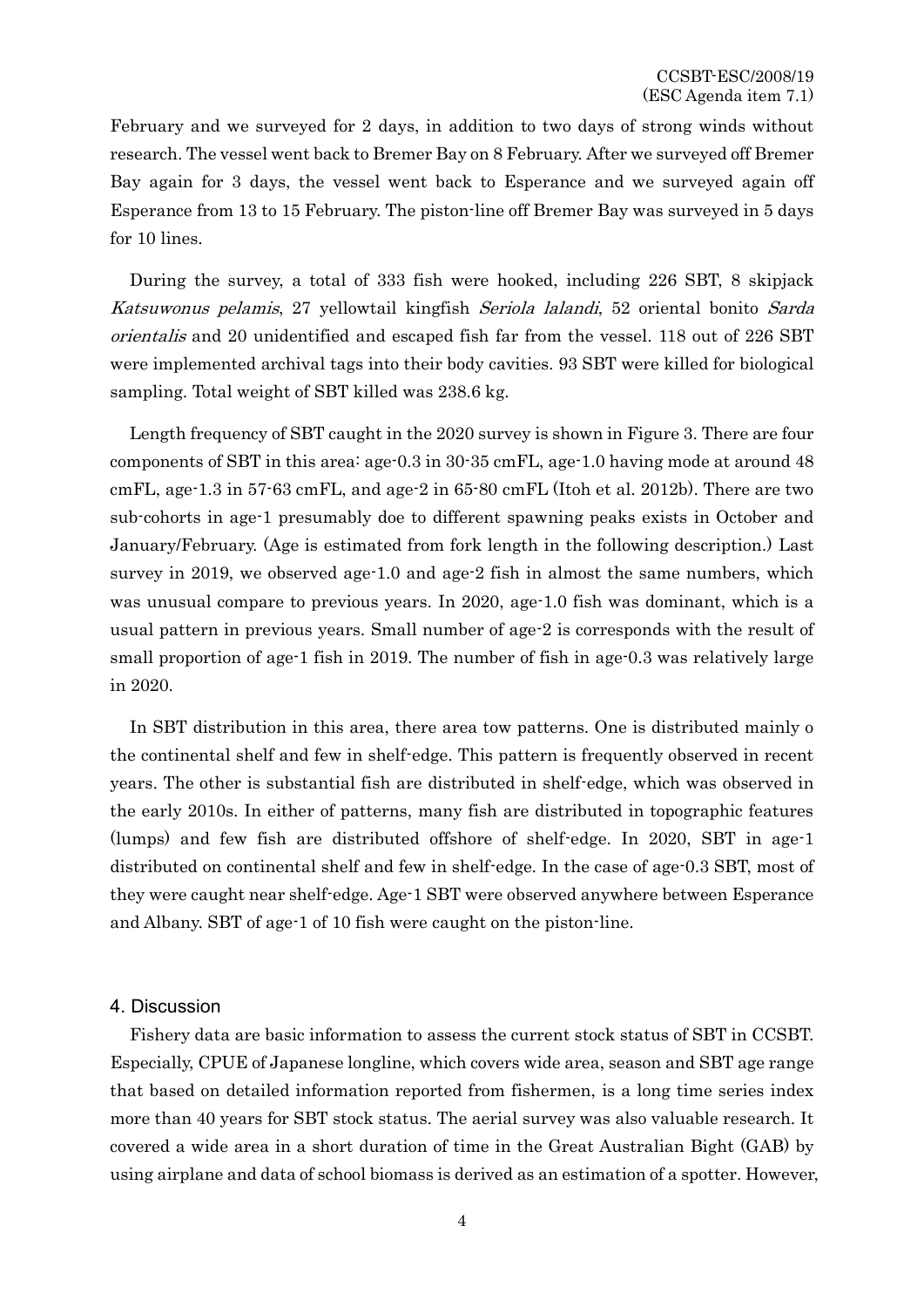February and we surveyed for 2 days, in addition to two days of strong winds without research. The vessel went back to Bremer Bay on 8 February. After we surveyed off Bremer Bay again for 3 days, the vessel went back to Esperance and we surveyed again off Esperance from 13 to 15 February. The piston-line off Bremer Bay was surveyed in 5 days for 10 lines.

During the survey, a total of 333 fish were hooked, including 226 SBT, 8 skipjack *Katsuwonus pelamis*, 27 yellowtail kingfish *Seriola lalandi*, 52 oriental bonito *Sarda orientalis* and 20 unidentified and escaped fish far from the vessel. 118 out of 226 SBT were implemented archival tags into their body cavities. 93 SBT were killed for biological sampling. Total weight of SBT killed was 238.6 kg.

Length frequency of SBT caught in the 2020 survey is shown in Figure 3. There are four components of SBT in this area: age-0.3 in 30-35 cmFL, age-1.0 having mode at around 48 cmFL, age-1.3 in 57-63 cmFL, and age-2 in 65-80 cmFL (Itoh et al. 2012b). There are two sub-cohorts in age-1 presumably doe to different spawning peaks exists in October and January/February. (Age is estimated from fork length in the following description.) Last survey in 2019, we observed age-1.0 and age-2 fish in almost the same numbers, which was unusual compare to previous years. In 2020, age-1.0 fish was dominant, which is a usual pattern in previous years. Small number of age-2 is corresponds with the result of small proportion of age-1 fish in 2019. The number of fish in age-0.3 was relatively large in 2020.

In SBT distribution in this area, there area tow patterns. One is distributed mainly o the continental shelf and few in shelf-edge. This pattern is frequently observed in recent years. The other is substantial fish are distributed in shelf-edge, which was observed in the early 2010s. In either of patterns, many fish are distributed in topographic features (lumps) and few fish are distributed offshore of shelf-edge. In 2020, SBT in age-1 distributed on continental shelf and few in shelf-edge. In the case of age-0.3 SBT, most of they were caught near shelf-edge. Age-1 SBT were observed anywhere between Esperance and Albany. SBT of age-1 of 10 fish were caught on the piston-line.

## 4. Discussion

Fishery data are basic information to assess the current stock status of SBT in CCSBT. Especially, CPUE of Japanese longline, which covers wide area, season and SBT age range that based on detailed information reported from fishermen, is a long time series index more than 40 years for SBT stock status. The aerial survey was also valuable research. It covered a wide area in a short duration of time in the Great Australian Bight (GAB) by using airplane and data of school biomass is derived as an estimation of a spotter. However,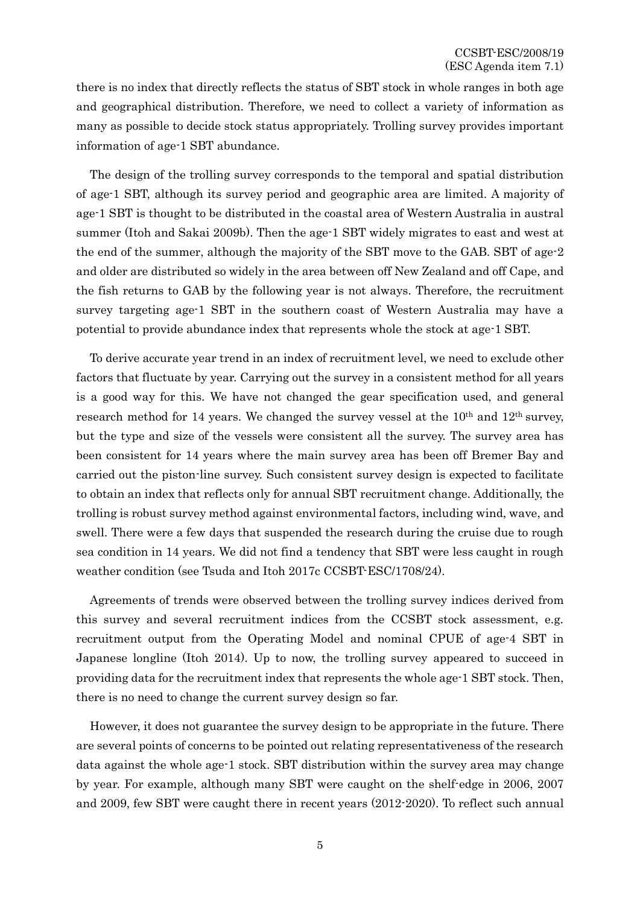there is no index that directly reflects the status of SBT stock in whole ranges in both age and geographical distribution. Therefore, we need to collect a variety of information as many as possible to decide stock status appropriately. Trolling survey provides important information of age-1 SBT abundance.

The design of the trolling survey corresponds to the temporal and spatial distribution of age-1 SBT, although its survey period and geographic area are limited. A majority of age-1 SBT is thought to be distributed in the coastal area of Western Australia in austral summer (Itoh and Sakai 2009b). Then the age-1 SBT widely migrates to east and west at the end of the summer, although the majority of the SBT move to the GAB. SBT of age-2 and older are distributed so widely in the area between off New Zealand and off Cape, and the fish returns to GAB by the following year is not always. Therefore, the recruitment survey targeting age-1 SBT in the southern coast of Western Australia may have a potential to provide abundance index that represents whole the stock at age-1 SBT.

To derive accurate year trend in an index of recruitment level, we need to exclude other factors that fluctuate by year. Carrying out the survey in a consistent method for all years is a good way for this. We have not changed the gear specification used, and general research method for 14 years. We changed the survey vessel at the 10th and 12th survey, but the type and size of the vessels were consistent all the survey. The survey area has been consistent for 14 years where the main survey area has been off Bremer Bay and carried out the piston-line survey. Such consistent survey design is expected to facilitate to obtain an index that reflects only for annual SBT recruitment change. Additionally, the trolling is robust survey method against environmental factors, including wind, wave, and swell. There were a few days that suspended the research during the cruise due to rough sea condition in 14 years. We did not find a tendency that SBT were less caught in rough weather condition (see Tsuda and Itoh 2017c CCSBT-ESC/1708/24).

Agreements of trends were observed between the trolling survey indices derived from this survey and several recruitment indices from the CCSBT stock assessment, e.g. recruitment output from the Operating Model and nominal CPUE of age-4 SBT in Japanese longline (Itoh 2014). Up to now, the trolling survey appeared to succeed in providing data for the recruitment index that represents the whole age-1 SBT stock. Then, there is no need to change the current survey design so far.

However, it does not guarantee the survey design to be appropriate in the future. There are several points of concerns to be pointed out relating representativeness of the research data against the whole age-1 stock. SBT distribution within the survey area may change by year. For example, although many SBT were caught on the shelf-edge in 2006, 2007 and 2009, few SBT were caught there in recent years (2012-2020). To reflect such annual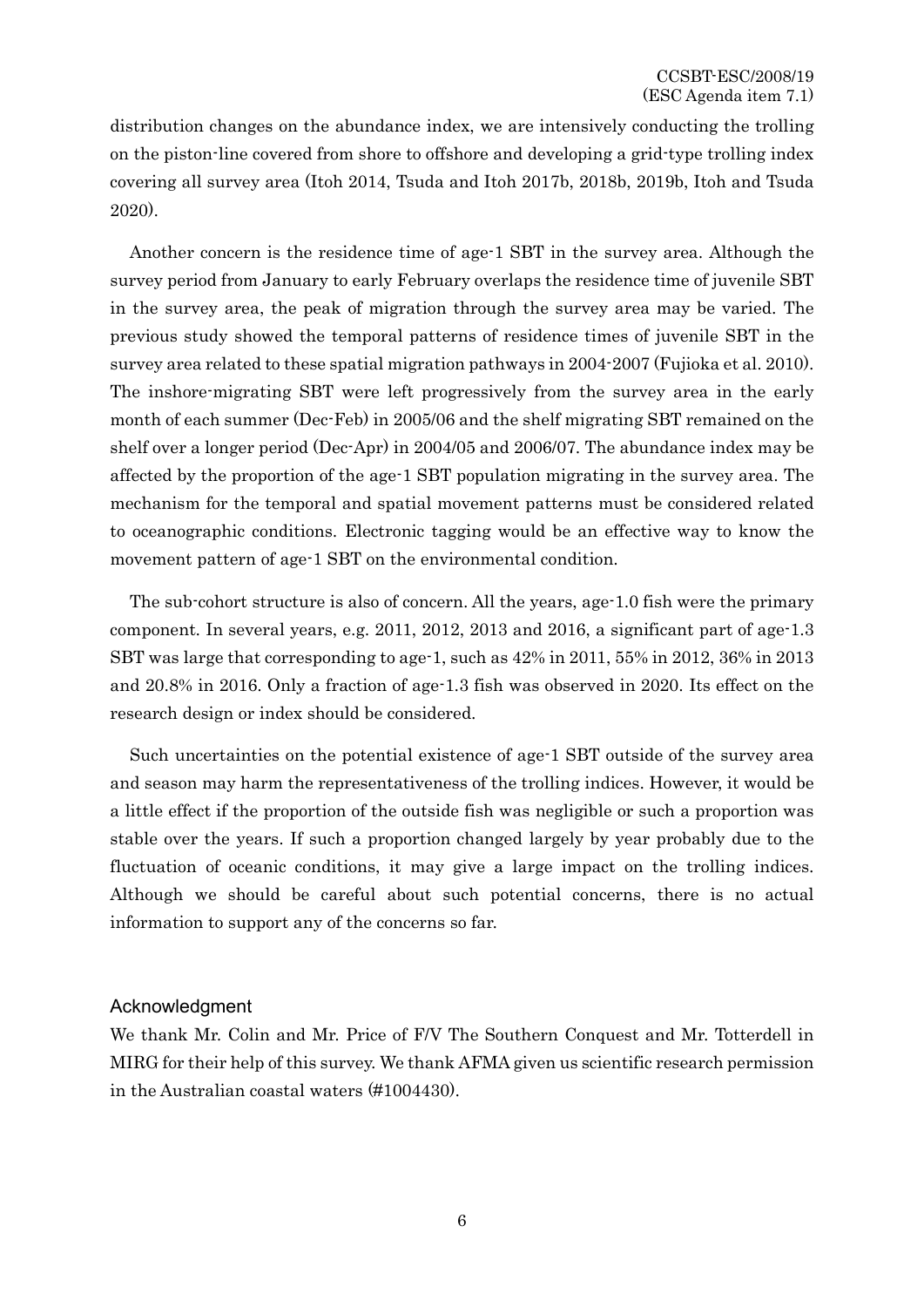distribution changes on the abundance index, we are intensively conducting the trolling on the piston-line covered from shore to offshore and developing a grid-type trolling index covering all survey area (Itoh 2014, Tsuda and Itoh 2017b, 2018b, 2019b, Itoh and Tsuda 2020).

Another concern is the residence time of age-1 SBT in the survey area. Although the survey period from January to early February overlaps the residence time of juvenile SBT in the survey area, the peak of migration through the survey area may be varied. The previous study showed the temporal patterns of residence times of juvenile SBT in the survey area related to these spatial migration pathways in 2004-2007 (Fujioka et al. 2010). The inshore-migrating SBT were left progressively from the survey area in the early month of each summer (Dec-Feb) in 2005/06 and the shelf migrating SBT remained on the shelf over a longer period (Dec-Apr) in 2004/05 and 2006/07. The abundance index may be affected by the proportion of the age-1 SBT population migrating in the survey area. The mechanism for the temporal and spatial movement patterns must be considered related to oceanographic conditions. Electronic tagging would be an effective way to know the movement pattern of age-1 SBT on the environmental condition.

The sub-cohort structure is also of concern. All the years, age-1.0 fish were the primary component. In several years, e.g. 2011, 2012, 2013 and 2016, a significant part of age-1.3 SBT was large that corresponding to age-1, such as 42% in 2011, 55% in 2012, 36% in 2013 and 20.8% in 2016. Only a fraction of age-1.3 fish was observed in 2020. Its effect on the research design or index should be considered.

Such uncertainties on the potential existence of age-1 SBT outside of the survey area and season may harm the representativeness of the trolling indices. However, it would be a little effect if the proportion of the outside fish was negligible or such a proportion was stable over the years. If such a proportion changed largely by year probably due to the fluctuation of oceanic conditions, it may give a large impact on the trolling indices. Although we should be careful about such potential concerns, there is no actual information to support any of the concerns so far.

## Acknowledgment

We thank Mr. Colin and Mr. Price of F/V The Southern Conquest and Mr. Totterdell in MIRG for their help of this survey. We thank AFMA given us scientific research permission in the Australian coastal waters (#1004430).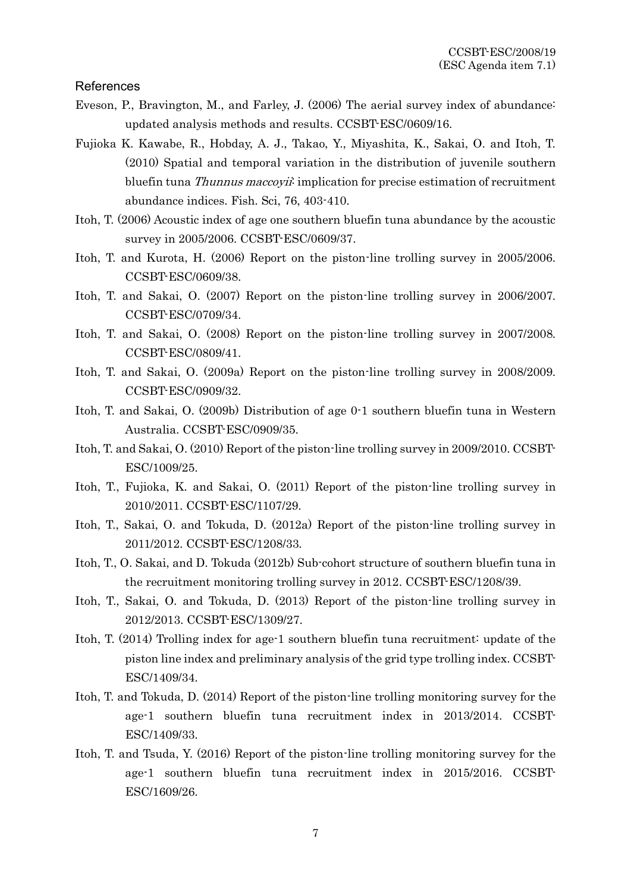## References

Eveson, P., Bravington, M., and Farley, J. (2006) The aerial survey index of abundance: updated analysis methods and results. CCSBT-ESC/0609/16.

Fujioka K. Kawabe, R., Hobday, A. J., Takao, Y., Miyashita, K., Sakai, O. and Itoh, T. (2010) Spatial and temporal variation in the distribution of juvenile southern bluefin tuna *Thunnus maccoyii*: implication for precise estimation of recruitment abundance indices. Fish. Sci, 76, 403-410.

Itoh, T. (2006) Acoustic index of age one southern bluefin tuna abundance by the acoustic survey in 2005/2006. CCSBT-ESC/0609/37.

Itoh, T. and Kurota, H. (2006) Report on the piston-line trolling survey in 2005/2006. CCSBT-ESC/0609/38.

Itoh, T. and Sakai, O. (2007) Report on the piston-line trolling survey in 2006/2007. CCSBT-ESC/0709/34.

Itoh, T. and Sakai, O. (2008) Report on the piston-line trolling survey in 2007/2008. CCSBT-ESC/0809/41.

Itoh, T. and Sakai, O. (2009a) Report on the piston-line trolling survey in 2008/2009. CCSBT-ESC/0909/32.

Itoh, T. and Sakai, O. (2009b) Distribution of age 0-1 southern bluefin tuna in Western Australia. CCSBT-ESC/0909/35.

Itoh, T. and Sakai, O. (2010) Report of the piston-line trolling survey in 2009/2010. CCSBT-ESC/1009/25.

Itoh, T., Fujioka, K. and Sakai, O. (2011) Report of the piston-line trolling survey in 2010/2011. CCSBT-ESC/1107/29.

Itoh, T., Sakai, O. and Tokuda, D. (2012a) Report of the piston-line trolling survey in 2011/2012. CCSBT-ESC/1208/33.

Itoh, T., O. Sakai, and D. Tokuda (2012b) Sub-cohort structure of southern bluefin tuna in the recruitment monitoring trolling survey in 2012. CCSBT-ESC/1208/39.

Itoh, T., Sakai, O. and Tokuda, D. (2013) Report of the piston-line trolling survey in 2012/2013. CCSBT-ESC/1309/27.

Itoh, T. (2014) Trolling index for age-1 southern bluefin tuna recruitment: update of the piston line index and preliminary analysis of the grid type trolling index. CCSBT-ESC/1409/34.

Itoh, T. and Tokuda, D. (2014) Report of the piston-line trolling monitoring survey for the age-1 southern bluefin tuna recruitment index in 2013/2014. CCSBT-ESC/1409/33.

Itoh, T. and Tsuda, Y. (2016) Report of the piston-line trolling monitoring survey for the age-1 southern bluefin tuna recruitment index in 2015/2016. CCSBT-ESC/1609/26.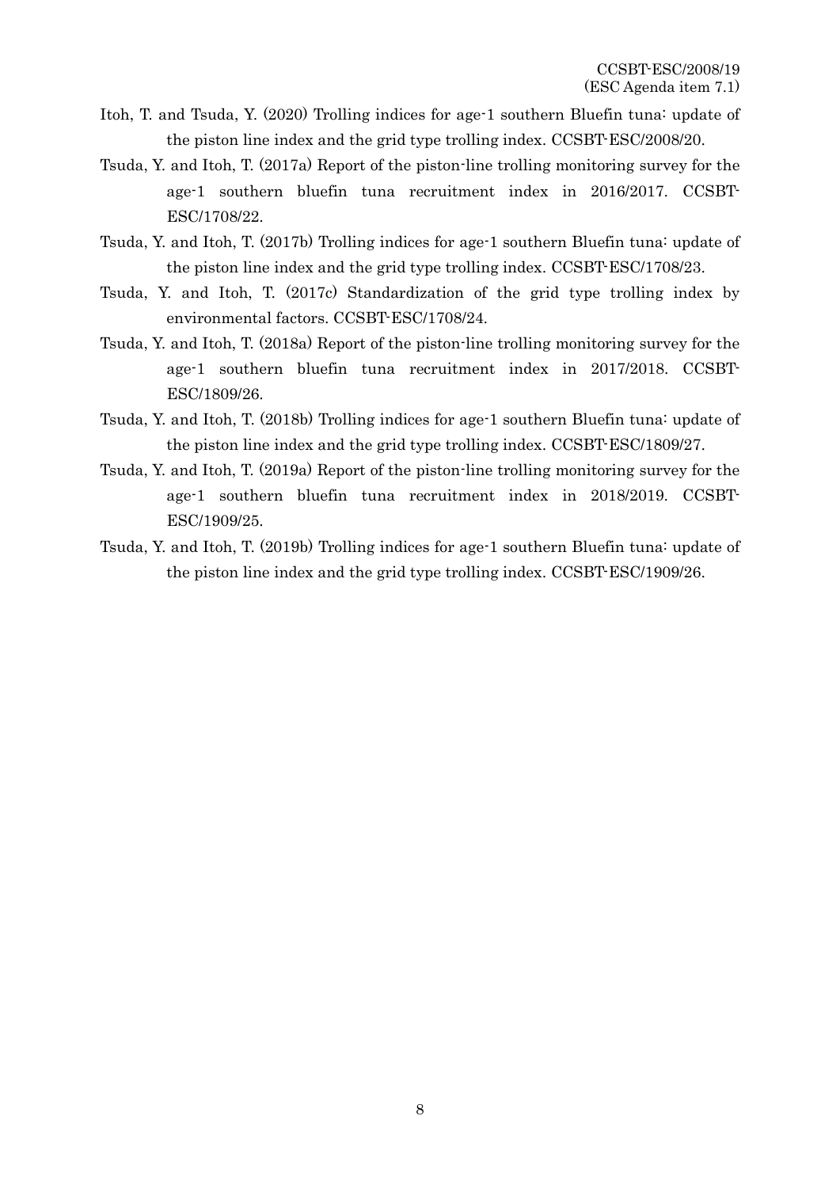Itoh, T. and Tsuda, Y. (2020) Trolling indices for age-1 southern Bluefin tuna: update of the piston line index and the grid type trolling index. CCSBT-ESC/2008/20.

Tsuda, Y. and Itoh, T. (2017a) Report of the piston-line trolling monitoring survey for the age-1 southern bluefin tuna recruitment index in 2016/2017. CCSBT-ESC/1708/22.

Tsuda, Y. and Itoh, T. (2017b) Trolling indices for age-1 southern Bluefin tuna: update of the piston line index and the grid type trolling index. CCSBT-ESC/1708/23.

Tsuda, Y. and Itoh, T. (2017c) Standardization of the grid type trolling index by environmental factors. CCSBT-ESC/1708/24.

Tsuda, Y. and Itoh, T. (2018a) Report of the piston-line trolling monitoring survey for the age-1 southern bluefin tuna recruitment index in 2017/2018. CCSBT-ESC/1809/26.

Tsuda, Y. and Itoh, T. (2018b) Trolling indices for age-1 southern Bluefin tuna: update of the piston line index and the grid type trolling index. CCSBT-ESC/1809/27.

Tsuda, Y. and Itoh, T. (2019a) Report of the piston-line trolling monitoring survey for the age-1 southern bluefin tuna recruitment index in 2018/2019. CCSBT-ESC/1909/25.

Tsuda, Y. and Itoh, T. (2019b) Trolling indices for age-1 southern Bluefin tuna: update of the piston line index and the grid type trolling index. CCSBT-ESC/1909/26.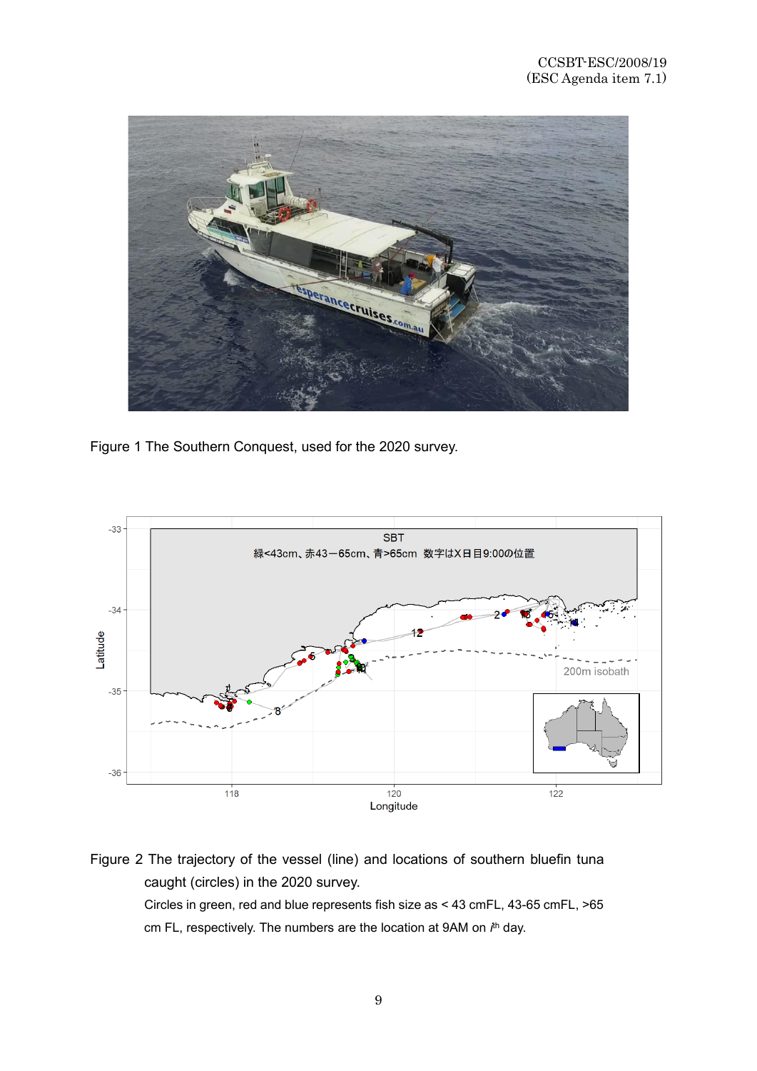Figure 1 The Southern Conquest, used for the 2020 survey.

Figure 2 The trajectory of the vessel (line) and locations of southern bluefin tuna caught (circles) in the 2020 survey.

Circles in green, red and blue represents fish size as < 43 cmFL, 43-65 cmFL, >65 cm FL, respectively. The numbers are the location at 9AM on $i^{th}$ day.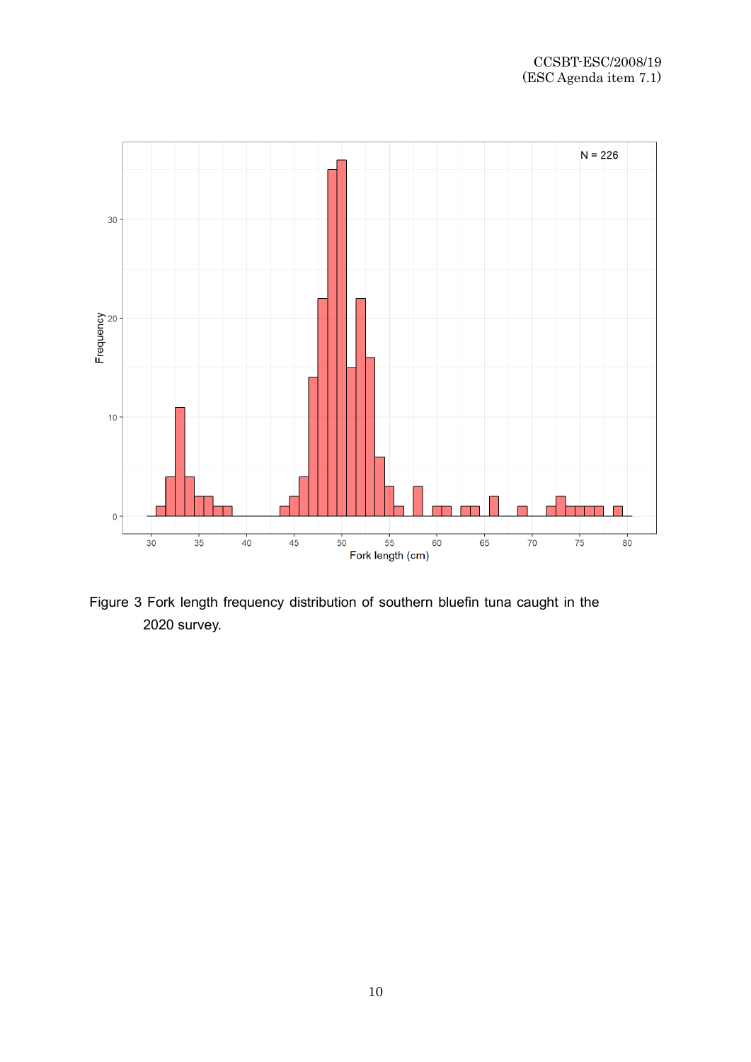N = 226

Frequency

0
10
20
30

30 35 40 45 50 55 60 65 70 75 80

Fork length (cm)

Figure 3 Fork length frequency distribution of southern bluefin tuna caught in the 2020 survey.